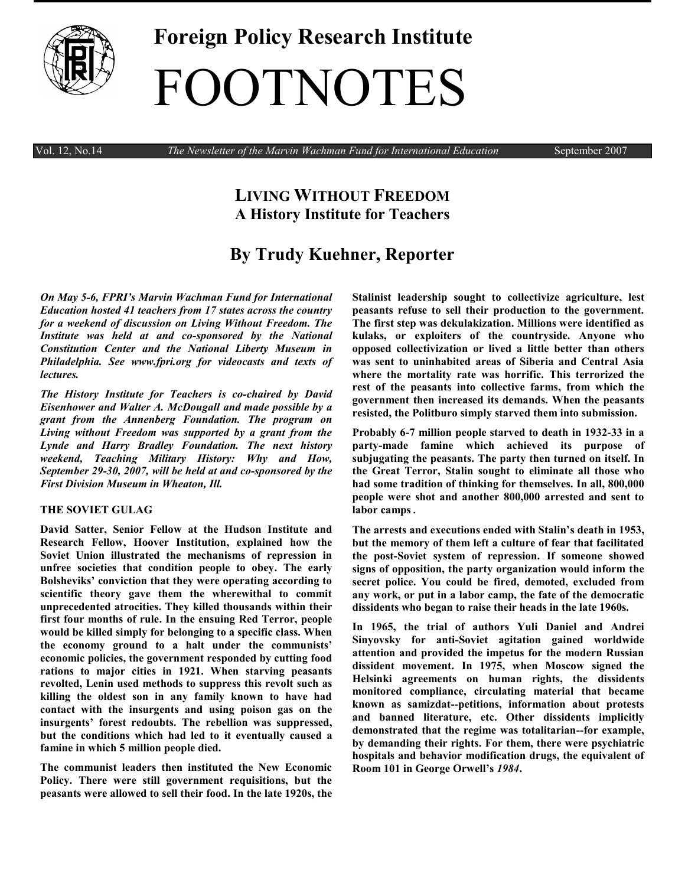# Foreign Policy Research Institute

# FOOTNOTES

Vol. 12, No.14 *The Newsletter of the Marvin Wachman Fund for International Education* September 2007

## LIVING WITHOUT FREEDOM
## A History Institute for Teachers

## By Trudy Kuehner, Reporter

***On May 5-6, FPRI's Marvin Wachman Fund for International Education hosted 41 teachers from 17 states across the country for a weekend of discussion on Living Without Freedom. The Institute was held at and co-sponsored by the National Constitution Center and the National Liberty Museum in Philadelphia. See www.fpri.org for videocasts and texts of lectures.***

***The History Institute for Teachers is co-chaired by David Eisenhower and Walter A. McDougall and made possible by a grant from the Annenberg Foundation. The program on Living without Freedom was supported by a grant from the Lynde and Harry Bradley Foundation. The next history weekend, Teaching Military History: Why and How, September 29-30, 2007, will be held at and co-sponsored by the First Division Museum in Wheaton, Ill.***

### THE SOVIET GULAG

**David Satter, Senior Fellow at the Hudson Institute and Research Fellow, Hoover Institution, explained how the Soviet Union illustrated the mechanisms of repression in unfree societies that condition people to obey. The early Bolsheviks' conviction that they were operating according to scientific theory gave them the wherewithal to commit unprecedented atrocities. They killed thousands within their first four months of rule. In the ensuing Red Terror, people would be killed simply for belonging to a specific class. When the economy ground to a halt under the communists' economic policies, the government responded by cutting food rations to major cities in 1921. When starving peasants revolted, Lenin used methods to suppress this revolt such as killing the oldest son in any family known to have had contact with the insurgents and using poison gas on the insurgents' forest redoubts. The rebellion was suppressed, but the conditions which had led to it eventually caused a famine in which 5 million people died.**

**The communist leaders then instituted the New Economic Policy. There were still government requisitions, but the peasants were allowed to sell their food. In the late 1920s, the Stalinist leadership sought to collectivize agriculture, lest peasants refuse to sell their production to the government. The first step was dekulakization. Millions were identified as kulaks, or exploiters of the countryside. Anyone who opposed collectivization or lived a little better than others was sent to uninhabited areas of Siberia and Central Asia where the mortality rate was horrific. This terrorized the rest of the peasants into collective farms, from which the government then increased its demands. When the peasants resisted, the Politburo simply starved them into submission.**

**Probably 6-7 million people starved to death in 1932-33 in a party-made famine which achieved its purpose of subjugating the peasants. The party then turned on itself. In the Great Terror, Stalin sought to eliminate all those who had some tradition of thinking for themselves. In all, 800,000 people were shot and another 800,000 arrested and sent to labor camps.**

**The arrests and executions ended with Stalin's death in 1953, but the memory of them left a culture of fear that facilitated the post-Soviet system of repression. If someone showed signs of opposition, the party organization would inform the secret police. You could be fired, demoted, excluded from any work, or put in a labor camp, the fate of the democratic dissidents who began to raise their heads in the late 1960s.**

**In 1965, the trial of authors Yuli Daniel and Andrei Sinyovsky for anti-Soviet agitation gained worldwide attention and provided the impetus for the modern Russian dissident movement. In 1975, when Moscow signed the Helsinki agreements on human rights, the dissidents monitored compliance, circulating material that became known as samizdat--petitions, information about protests and banned literature, etc. Other dissidents implicitly demonstrated that the regime was totalitarian--for example, by demanding their rights. For them, there were psychiatric hospitals and behavior modification drugs, the equivalent of Room 101 in George Orwell's *1984*.**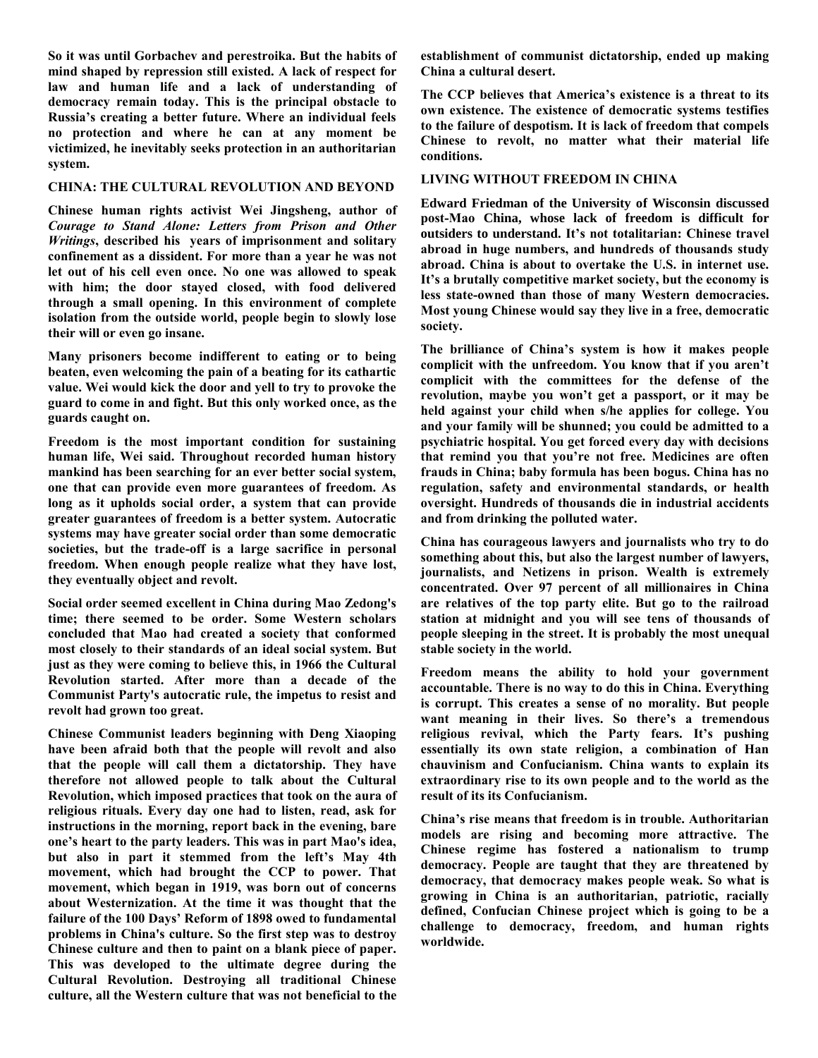**So it was until Gorbachev and perestroika. But the habits of mind shaped by repression still existed. A lack of respect for law and human life and a lack of understanding of democracy remain today. This is the principal obstacle to Russia's creating a better future. Where an individual feels no protection and where he can at any moment be victimized, he inevitably seeks protection in an authoritarian system.**

## CHINA: THE CULTURAL REVOLUTION AND BEYOND

**Chinese human rights activist Wei Jingsheng, author of *Courage to Stand Alone: Letters from Prison and Other Writings*, described his years of imprisonment and solitary confinement as a dissident. For more than a year he was not let out of his cell even once. No one was allowed to speak with him; the door stayed closed, with food delivered through a small opening. In this environment of complete isolation from the outside world, people begin to slowly lose their will or even go insane.**

**Many prisoners become indifferent to eating or to being beaten, even welcoming the pain of a beating for its cathartic value. Wei would kick the door and yell to try to provoke the guard to come in and fight. But this only worked once, as the guards caught on.**

**Freedom is the most important condition for sustaining human life, Wei said. Throughout recorded human history mankind has been searching for an ever better social system, one that can provide even more guarantees of freedom. As long as it upholds social order, a system that can provide greater guarantees of freedom is a better system. Autocratic systems may have greater social order than some democratic societies, but the trade-off is a large sacrifice in personal freedom. When enough people realize what they have lost, they eventually object and revolt.**

**Social order seemed excellent in China during Mao Zedong's time; there seemed to be order. Some Western scholars concluded that Mao had created a society that conformed most closely to their standards of an ideal social system. But just as they were coming to believe this, in 1966 the Cultural Revolution started. After more than a decade of the Communist Party's autocratic rule, the impetus to resist and revolt had grown too great.**

**Chinese Communist leaders beginning with Deng Xiaoping have been afraid both that the people will revolt and also that the people will call them a dictatorship. They have therefore not allowed people to talk about the Cultural Revolution, which imposed practices that took on the aura of religious rituals. Every day one had to listen, read, ask for instructions in the morning, report back in the evening, bare one's heart to the party leaders. This was in part Mao's idea, but also in part it stemmed from the left's May 4th movement, which had brought the CCP to power. That movement, which began in 1919, was born out of concerns about Westernization. At the time it was thought that the failure of the 100 Days' Reform of 1898 owed to fundamental problems in China's culture. So the first step was to destroy Chinese culture and then to paint on a blank piece of paper. This was developed to the ultimate degree during the Cultural Revolution. Destroying all traditional Chinese culture, all the Western culture that was not beneficial to the establishment of communist dictatorship, ended up making China a cultural desert.**

**The CCP believes that America's existence is a threat to its own existence. The existence of democratic systems testifies to the failure of despotism. It is lack of freedom that compels Chinese to revolt, no matter what their material life conditions.**

## LIVING WITHOUT FREEDOM IN CHINA

**Edward Friedman of the University of Wisconsin discussed post-Mao China, whose lack of freedom is difficult for outsiders to understand. It's not totalitarian: Chinese travel abroad in huge numbers, and hundreds of thousands study abroad. China is about to overtake the U.S. in internet use. It's a brutally competitive market society, but the economy is less state-owned than those of many Western democracies. Most young Chinese would say they live in a free, democratic society.**

**The brilliance of China's system is how it makes people complicit with the unfreedom. You know that if you aren't complicit with the committees for the defense of the revolution, maybe you won't get a passport, or it may be held against your child when s/he applies for college. You and your family will be shunned; you could be admitted to a psychiatric hospital. You get forced every day with decisions that remind you that you're not free. Medicines are often frauds in China; baby formula has been bogus. China has no regulation, safety and environmental standards, or health oversight. Hundreds of thousands die in industrial accidents and from drinking the polluted water.**

**China has courageous lawyers and journalists who try to do something about this, but also the largest number of lawyers, journalists, and Netizens in prison. Wealth is extremely concentrated. Over 97 percent of all millionaires in China are relatives of the top party elite. But go to the railroad station at midnight and you will see tens of thousands of people sleeping in the street. It is probably the most unequal stable society in the world.**

**Freedom means the ability to hold your government accountable. There is no way to do this in China. Everything is corrupt. This creates a sense of no morality. But people want meaning in their lives. So there's a tremendous religious revival, which the Party fears. It's pushing essentially its own state religion, a combination of Han chauvinism and Confucianism. China wants to explain its extraordinary rise to its own people and to the world as the result of its its Confucianism.**

**China's rise means that freedom is in trouble. Authoritarian models are rising and becoming more attractive. The Chinese regime has fostered a nationalism to trump democracy. People are taught that they are threatened by democracy, that democracy makes people weak. So what is growing in China is an authoritarian, patriotic, racially defined, Confucian Chinese project which is going to be a challenge to democracy, freedom, and human rights worldwide.**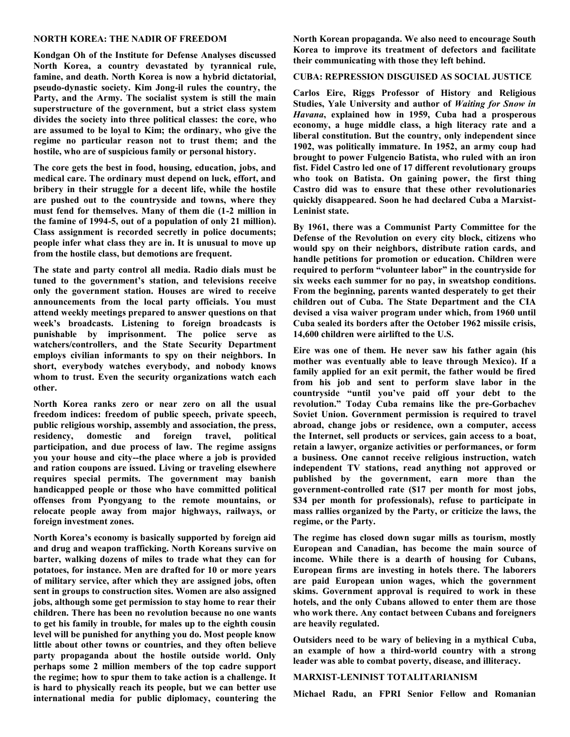## NORTH KOREA: THE NADIR OF FREEDOM

**Kondgan Oh of the Institute for Defense Analyses discussed North Korea, a country devastated by tyrannical rule, famine, and death. North Korea is now a hybrid dictatorial, pseudo-dynastic society. Kim Jong-il rules the country, the Party, and the Army. The socialist system is still the main superstructure of the government, but a strict class system divides the society into three political classes: the core, who are assumed to be loyal to Kim; the ordinary, who give the regime no particular reason not to trust them; and the hostile, who are of suspicious family or personal history.**

**The core gets the best in food, housing, education, jobs, and medical care. The ordinary must depend on luck, effort, and bribery in their struggle for a decent life, while the hostile are pushed out to the countryside and towns, where they must fend for themselves. Many of them die (1-2 million in the famine of 1994-5, out of a population of only 21 million). Class assignment is recorded secretly in police documents; people infer what class they are in. It is unusual to move up from the hostile class, but demotions are frequent.**

**The state and party control all media. Radio dials must be tuned to the government's station, and televisions receive only the government station. Houses are wired to receive announcements from the local party officials. You must attend weekly meetings prepared to answer questions on that week's broadcasts. Listening to foreign broadcasts is punishable by imprisonment. The police serve as watchers/controllers, and the State Security Department employs civilian informants to spy on their neighbors. In short, everybody watches everybody, and nobody knows whom to trust. Even the security organizations watch each other.**

**North Korea ranks zero or near zero on all the usual freedom indices: freedom of public speech, private speech, public religious worship, assembly and association, the press, residency, domestic and foreign travel, political participation, and due process of law. The regime assigns you your house and city--the place where a job is provided and ration coupons are issued. Living or traveling elsewhere requires special permits. The government may banish handicapped people or those who have committed political offenses from Pyongyang to the remote mountains, or relocate people away from major highways, railways, or foreign investment zones.**

**North Korea's economy is basically supported by foreign aid and drug and weapon trafficking. North Koreans survive on barter, walking dozens of miles to trade what they can for potatoes, for instance. Men are drafted for 10 or more years of military service, after which they are assigned jobs, often sent in groups to construction sites. Women are also assigned jobs, although some get permission to stay home to rear their children. There has been no revolution because no one wants to get his family in trouble, for males up to the eighth cousin level will be punished for anything you do. Most people know little about other towns or countries, and they often believe party propaganda about the hostile outside world. Only perhaps some 2 million members of the top cadre support the regime; how to spur them to take action is a challenge. It is hard to physically reach its people, but we can better use international media for public diplomacy, countering the North Korean propaganda. We also need to encourage South Korea to improve its treatment of defectors and facilitate their communicating with those they left behind.**

## CUBA: REPRESSION DISGUISED AS SOCIAL JUSTICE

**Carlos Eire, Riggs Professor of History and Religious Studies, Yale University and author of *Waiting for Snow in Havana*, explained how in 1959, Cuba had a prosperous economy, a huge middle class, a high literacy rate and a liberal constitution. But the country, only independent since 1902, was politically immature. In 1952, an army coup had brought to power Fulgencio Batista, who ruled with an iron fist. Fidel Castro led one of 17 different revolutionary groups who took on Batista. On gaining power, the first thing Castro did was to ensure that these other revolutionaries quickly disappeared. Soon he had declared Cuba a Marxist-Leninist state.**

**By 1961, there was a Communist Party Committee for the Defense of the Revolution on every city block, citizens who would spy on their neighbors, distribute ration cards, and handle petitions for promotion or education. Children were required to perform "volunteer labor" in the countryside for six weeks each summer for no pay, in sweatshop conditions. From the beginning, parents wanted desperately to get their children out of Cuba. The State Department and the CIA devised a visa waiver program under which, from 1960 until Cuba sealed its borders after the October 1962 missile crisis, 14,600 children were airlifted to the U.S.**

**Eire was one of them. He never saw his father again (his mother was eventually able to leave through Mexico). If a family applied for an exit permit, the father would be fired from his job and sent to perform slave labor in the countryside "until you've paid off your debt to the revolution." Today Cuba remains like the pre-Gorbachev Soviet Union. Government permission is required to travel abroad, change jobs or residence, own a computer, access the Internet, sell products or services, gain access to a boat, retain a lawyer, organize activities or performances, or form a business. One cannot receive religious instruction, watch independent TV stations, read anything not approved or published by the government, earn more than the government-controlled rate ($17 per month for most jobs, $34 per month for professionals), refuse to participate in mass rallies organized by the Party, or criticize the laws, the regime, or the Party.**

**The regime has closed down sugar mills as tourism, mostly European and Canadian, has become the main source of income. While there is a dearth of housing for Cubans, European firms are investing in hotels there. The laborers are paid European union wages, which the government skims. Government approval is required to work in these hotels, and the only Cubans allowed to enter them are those who work there. Any contact between Cubans and foreigners are heavily regulated.**

**Outsiders need to be wary of believing in a mythical Cuba, an example of how a third-world country with a strong leader was able to combat poverty, disease, and illiteracy.**

## MARXIST-LENINIST TOTALITARIANISM

**Michael Radu, an FPRI Senior Fellow and Romanian**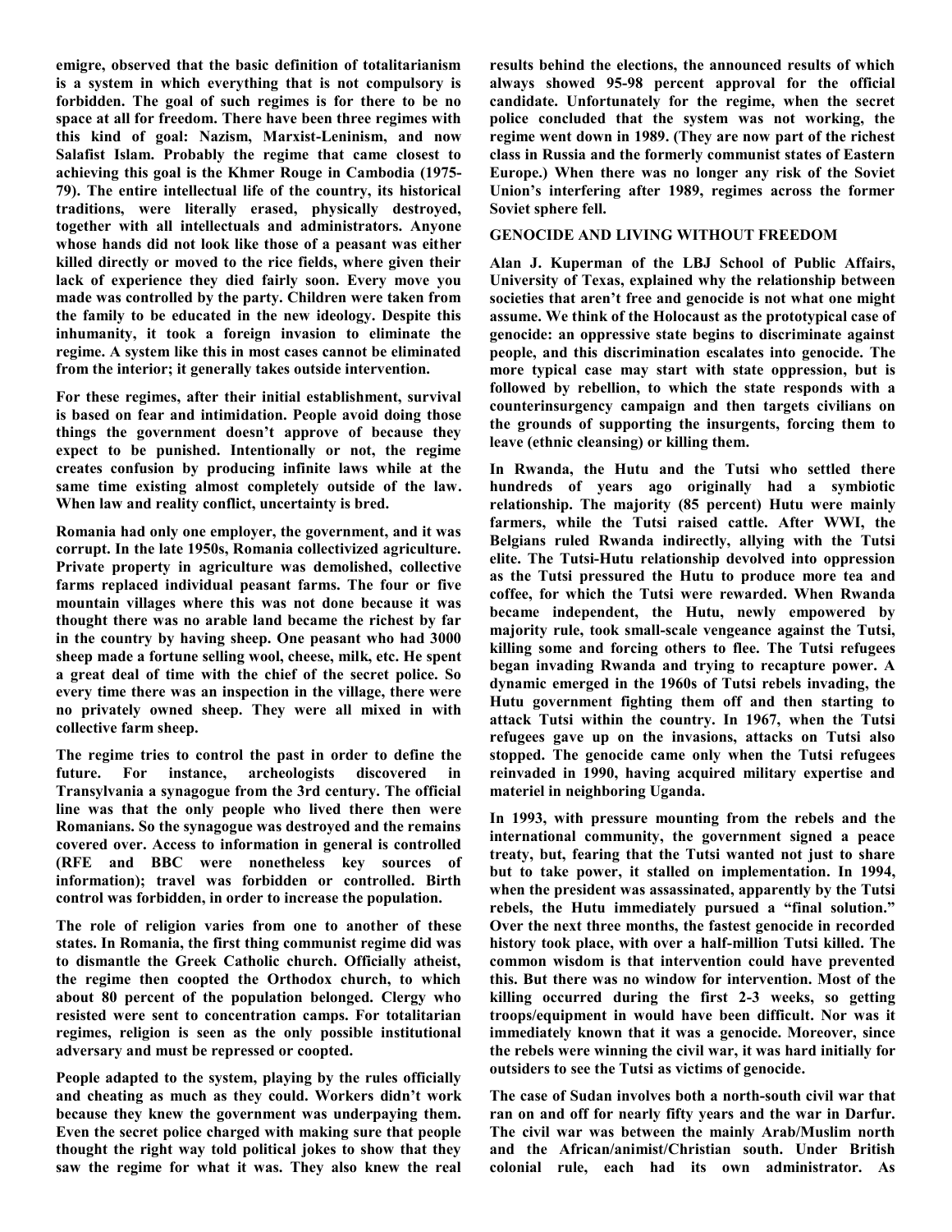**emigre, observed that the basic definition of totalitarianism is a system in which everything that is not compulsory is forbidden. The goal of such regimes is for there to be no space at all for freedom. There have been three regimes with this kind of goal: Nazism, Marxist-Leninism, and now Salafist Islam. Probably the regime that came closest to achieving this goal is the Khmer Rouge in Cambodia (1975-79). The entire intellectual life of the country, its historical traditions, were literally erased, physically destroyed, together with all intellectuals and administrators. Anyone whose hands did not look like those of a peasant was either killed directly or moved to the rice fields, where given their lack of experience they died fairly soon. Every move you made was controlled by the party. Children were taken from the family to be educated in the new ideology. Despite this inhumanity, it took a foreign invasion to eliminate the regime. A system like this in most cases cannot be eliminated from the interior; it generally takes outside intervention.**

**For these regimes, after their initial establishment, survival is based on fear and intimidation. People avoid doing those things the government doesn't approve of because they expect to be punished. Intentionally or not, the regime creates confusion by producing infinite laws while at the same time existing almost completely outside of the law. When law and reality conflict, uncertainty is bred.**

**Romania had only one employer, the government, and it was corrupt. In the late 1950s, Romania collectivized agriculture. Private property in agriculture was demolished, collective farms replaced individual peasant farms. The four or five mountain villages where this was not done because it was thought there was no arable land became the richest by far in the country by having sheep. One peasant who had 3000 sheep made a fortune selling wool, cheese, milk, etc. He spent a great deal of time with the chief of the secret police. So every time there was an inspection in the village, there were no privately owned sheep. They were all mixed in with collective farm sheep.**

**The regime tries to control the past in order to define the future. For instance, archeologists discovered in Transylvania a synagogue from the 3rd century. The official line was that the only people who lived there then were Romanians. So the synagogue was destroyed and the remains covered over. Access to information in general is controlled (RFE and BBC were nonetheless key sources of information); travel was forbidden or controlled. Birth control was forbidden, in order to increase the population.**

**The role of religion varies from one to another of these states. In Romania, the first thing communist regime did was to dismantle the Greek Catholic church. Officially atheist, the regime then coopted the Orthodox church, to which about 80 percent of the population belonged. Clergy who resisted were sent to concentration camps. For totalitarian regimes, religion is seen as the only possible institutional adversary and must be repressed or coopted.**

**People adapted to the system, playing by the rules officially and cheating as much as they could. Workers didn't work because they knew the government was underpaying them. Even the secret police charged with making sure that people thought the right way told political jokes to show that they saw the regime for what it was. They also knew the real results behind the elections, the announced results of which always showed 95-98 percent approval for the official candidate. Unfortunately for the regime, when the secret police concluded that the system was not working, the regime went down in 1989. (They are now part of the richest class in Russia and the formerly communist states of Eastern Europe.) When there was no longer any risk of the Soviet Union's interfering after 1989, regimes across the former Soviet sphere fell.**

## GENOCIDE AND LIVING WITHOUT FREEDOM

**Alan J. Kuperman of the LBJ School of Public Affairs, University of Texas, explained why the relationship between societies that aren't free and genocide is not what one might assume. We think of the Holocaust as the prototypical case of genocide: an oppressive state begins to discriminate against people, and this discrimination escalates into genocide. The more typical case may start with state oppression, but is followed by rebellion, to which the state responds with a counterinsurgency campaign and then targets civilians on the grounds of supporting the insurgents, forcing them to leave (ethnic cleansing) or killing them.**

**In Rwanda, the Hutu and the Tutsi who settled there hundreds of years ago originally had a symbiotic relationship. The majority (85 percent) Hutu were mainly farmers, while the Tutsi raised cattle. After WWI, the Belgians ruled Rwanda indirectly, allying with the Tutsi elite. The Tutsi-Hutu relationship devolved into oppression as the Tutsi pressured the Hutu to produce more tea and coffee, for which the Tutsi were rewarded. When Rwanda became independent, the Hutu, newly empowered by majority rule, took small-scale vengeance against the Tutsi, killing some and forcing others to flee. The Tutsi refugees began invading Rwanda and trying to recapture power. A dynamic emerged in the 1960s of Tutsi rebels invading, the Hutu government fighting them off and then starting to attack Tutsi within the country. In 1967, when the Tutsi refugees gave up on the invasions, attacks on Tutsi also stopped. The genocide came only when the Tutsi refugees reinvaded in 1990, having acquired military expertise and materiel in neighboring Uganda.**

**In 1993, with pressure mounting from the rebels and the international community, the government signed a peace treaty, but, fearing that the Tutsi wanted not just to share but to take power, it stalled on implementation. In 1994, when the president was assassinated, apparently by the Tutsi rebels, the Hutu immediately pursued a "final solution." Over the next three months, the fastest genocide in recorded history took place, with over a half-million Tutsi killed. The common wisdom is that intervention could have prevented this. But there was no window for intervention. Most of the killing occurred during the first 2-3 weeks, so getting troops/equipment in would have been difficult. Nor was it immediately known that it was a genocide. Moreover, since the rebels were winning the civil war, it was hard initially for outsiders to see the Tutsi as victims of genocide.**

**The case of Sudan involves both a north-south civil war that ran on and off for nearly fifty years and the Arab war in Darfur. The civil war was between the mainly Arab/Muslim north and the African/animist/Christian south. Under British colonial rule, each had its own administrator. As**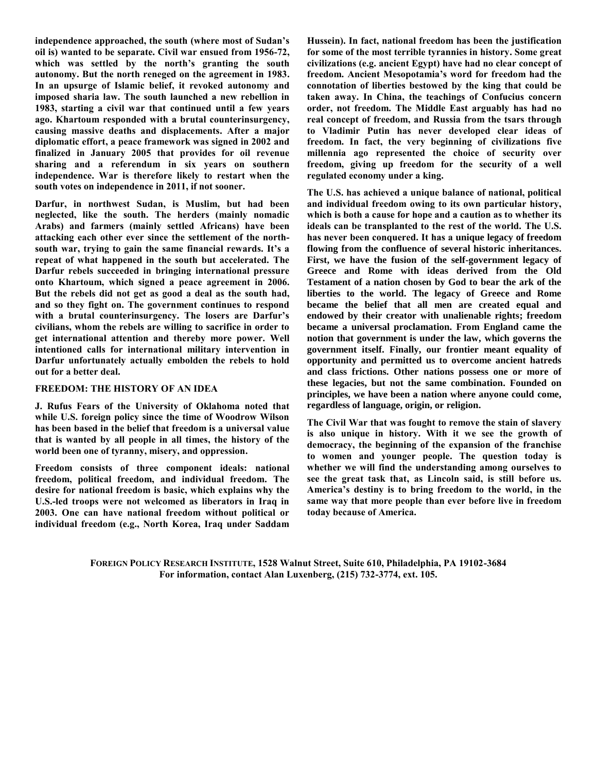**independence approached, the south (where most of Sudan's oil is) wanted to be separate. Civil war ensued from 1956-72, which was settled by the north's granting the south autonomy. But the north reneged on the agreement in 1983. In an upsurge of Islamic belief, it revoked autonomy and imposed sharia law. The south launched a new rebellion in 1983, starting a civil war that continued until a few years ago. Khartoum responded with a brutal counterinsurgency, causing massive deaths and displacements. After a major diplomatic effort, a peace framework was signed in 2002 and finalized in January 2005 that provides for oil revenue sharing and a referendum in six years on southern independence. War is therefore likely to restart when the south votes on independence in 2011, if not sooner.**

**Darfur, in northwest Sudan, is Muslim, but had been neglected, like the south. The herders (mainly nomadic Arabs) and farmers (mainly settled Africans) have been attacking each other ever since the settlement of the north-south war, trying to gain the same financial rewards. It's a repeat of what happened in the south but accelerated. The Darfur rebels succeeded in bringing international pressure onto Khartoum, which signed a peace agreement in 2006. But the rebels did not get as good a deal as the south had, and so they fight on. The government continues to respond with a brutal counterinsurgency. The losers are Darfur's civilians, whom the rebels are willing to sacrifice in order to get international attention and thereby more power. Well intentioned calls for international military intervention in Darfur unfortunately actually embolden the rebels to hold out for a better deal.**

## FREEDOM: THE HISTORY OF AN IDEA

**J. Rufus Fears of the University of Oklahoma noted that while U.S. foreign policy since the time of Woodrow Wilson has been based in the belief that freedom is a universal value that is wanted by all people in all times, the history of the world been one of tyranny, misery, and oppression.**

**Freedom consists of three component ideals: national freedom, political freedom, and individual freedom. The desire for national freedom is basic, which explains why the U.S.-led troops were not welcomed as liberators in Iraq in 2003. One can have national freedom without political or individual freedom (e.g., North Korea, Iraq under Saddam Hussein). In fact, national freedom has been the justification for some of the most terrible tyrannies in history. Some great civilizations (e.g. ancient Egypt) have had no clear concept of freedom. Ancient Mesopotamia's word for freedom had the connotation of liberties bestowed by the king that could be taken away. In China, the teachings of Confucius concern order, not freedom. The Middle East arguably has had no real concept of freedom, and Russia from the tsars through to Vladimir Putin has never developed clear ideas of freedom. In fact, the very beginning of civilizations five millennia ago represented the choice of security over freedom, giving up freedom for the security of a well regulated economy under a king.**

**The U.S. has achieved a unique balance of national, political and individual freedom owing to its own particular history, which is both a cause for hope and a caution as to whether its ideals can be transplanted to the rest of the world. The U.S. has never been conquered. It has a unique legacy of freedom flowing from the confluence of several historic inheritances. First, we have the fusion of the self-government legacy of Greece and Rome with ideas derived from the Old Testament of a nation chosen by God to bear the ark of the liberties to the world. The legacy of Greece and Rome became the belief that all men are created equal and endowed by their creator with unalienable rights; freedom became a universal proclamation. From England came the notion that government is under the law, which governs the government itself. Finally, our frontier meant equality of opportunity and permitted us to overcome ancient hatreds and class frictions. Other nations possess one or more of these legacies, but not the same combination. Founded on principles, we have been a nation where anyone could come, regardless of language, origin, or religion.**

**The Civil War that was fought to remove the stain of slavery is also unique in history. With it we see the growth of democracy, the beginning of the expansion of the franchise to women and younger people. The question today is whether we will find the understanding among ourselves to see the great task that, as Lincoln said, is still before us. America's destiny is to bring freedom to the world, in the same way that more people than ever before live in freedom today because of America.**

**FOREIGN POLICY RESEARCH INSTITUTE, 1528 Walnut Street, Suite 610, Philadelphia, PA 19102-3684**
**For information, contact Alan Luxenberg, (215) 732-3774, ext. 105.**